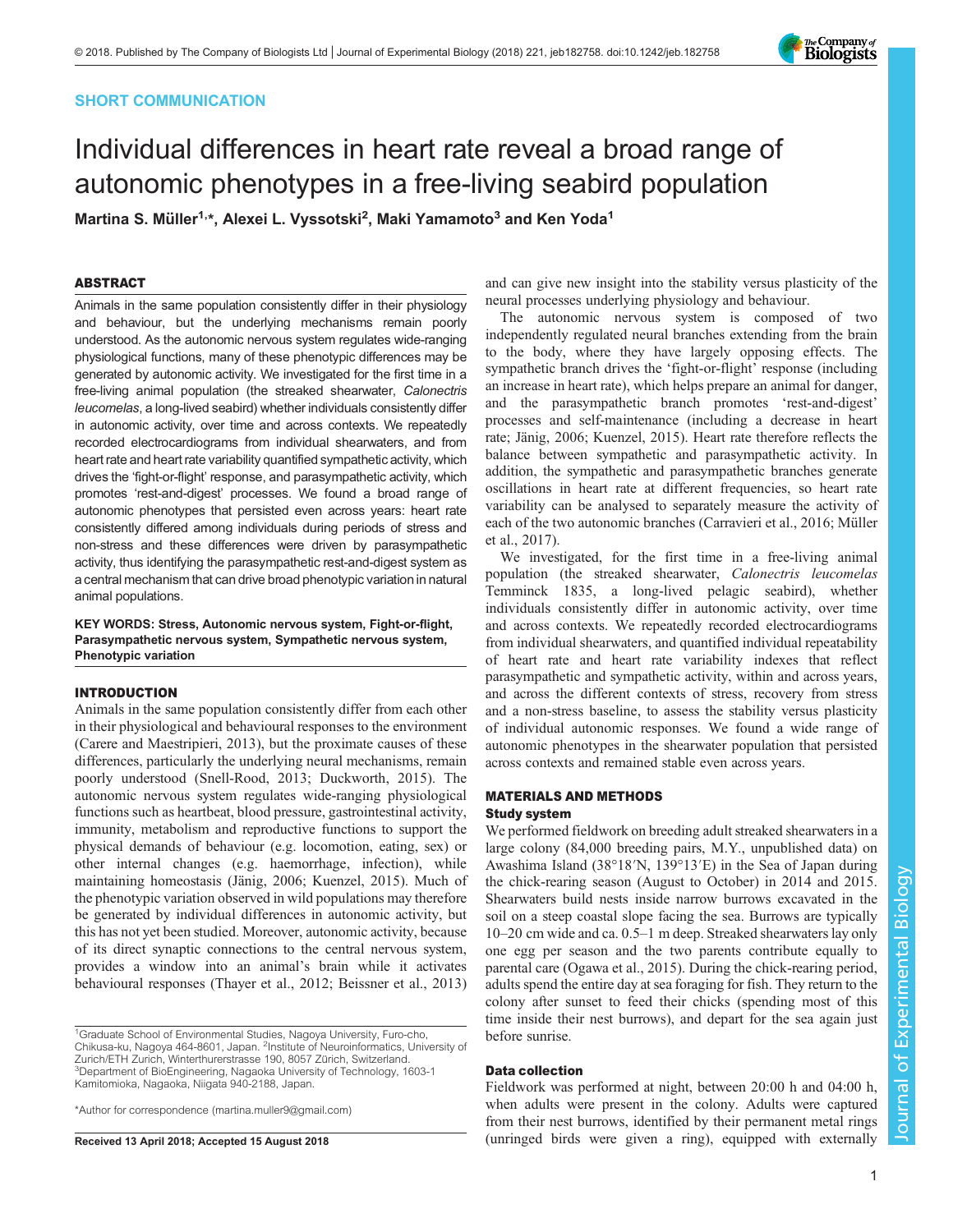SHORT COMMUNICATION

# Individual differences in heart rate reveal a broad range of autonomic phenotypes in a free-living seabird population

**Martina S. Müller[1,*], Alexei L. Vyssotski[2], Maki Yamamoto[3] and Ken Yoda[1]**

## ABSTRACT

Animals in the same population consistently differ in their physiology and behaviour, but the underlying mechanisms remain poorly understood. As the autonomic nervous system regulates wide-ranging physiological functions, many of these phenotypic differences may be generated by autonomic activity. We investigated for the first time in a free-living animal population (the streaked shearwater, *Calonectris leucomelas*, a long-lived seabird) whether individuals consistently differ in autonomic activity, over time and across contexts. We repeatedly recorded electrocardiograms from individual shearwaters, and from heart rate and heart rate variability quantified sympathetic activity, which drives the 'fight-or-flight' response, and parasympathetic activity, which promotes 'rest-and-digest' processes. We found a broad range of autonomic phenotypes that persisted even across years: heart rate consistently differed among individuals during periods of stress and non-stress and these differences were driven by parasympathetic activity, thus identifying the parasympathetic rest-and-digest system as a central mechanism that can drive broad phenotypic variation in natural animal populations.

**KEY WORDS: Stress, Autonomic nervous system, Fight-or-flight, Parasympathetic nervous system, Sympathetic nervous system, Phenotypic variation**

## INTRODUCTION

Animals in the same population consistently differ from each other in their physiological and behavioural responses to the environment (Carere and Maestripieri, 2013), but the proximate causes of these differences, particularly the underlying neural mechanisms, remain poorly understood (Snell-Rood, 2013; Duckworth, 2015). The autonomic nervous system regulates wide-ranging physiological functions such as heartbeat, blood pressure, gastrointestinal activity, immunity, metabolism and reproductive functions to support the physical demands of behaviour (e.g. locomotion, eating, sex) or other internal changes (e.g. haemorrhage, infection), while maintaining homeostasis (Jänig, 2006; Kuenzel, 2015). Much of the phenotypic variation observed in wild populations may therefore be generated by individual differences in autonomic activity, but this has not yet been studied. Moreover, autonomic activity, because of its direct synaptic connections to the central nervous system, provides a window into an animal's brain while it activates behavioural responses (Thayer et al., 2012; Beissner et al., 2013) and can give new insight into the stability versus plasticity of the neural processes underlying physiology and behaviour.

The autonomic nervous system is composed of two independently regulated neural branches extending from the brain to the body, where they have largely opposing effects. The sympathetic branch drives the 'fight-or-flight' response (including an increase in heart rate), which helps prepare an animal for danger, and the parasympathetic branch promotes 'rest-and-digest' processes and self-maintenance (including a decrease in heart rate; Jänig, 2006; Kuenzel, 2015). Heart rate therefore reflects the balance between sympathetic and parasympathetic activity. In addition, the sympathetic and parasympathetic branches generate oscillations in heart rate at different frequencies, so heart rate variability can be analysed to separately measure the activity of each of the two autonomic branches (Carravieri et al., 2016; Müller et al., 2017).

We investigated, for the first time in a free-living animal population (the streaked shearwater, *Calonectris leucomelas* Temminck 1835, a long-lived pelagic seabird), whether individuals consistently differ in autonomic activity, over time and across contexts. We repeatedly recorded electrocardiograms from individual shearwaters, and quantified individual repeatability of heart rate and heart rate variability indexes that reflect parasympathetic and sympathetic activity, within and across years, and across the different contexts of stress, recovery from stress and a non-stress baseline, to assess the stability versus plasticity of individual autonomic responses. We found a wide range of autonomic phenotypes in the shearwater population that persisted across contexts and remained stable even across years.

## MATERIALS AND METHODS

### Study system

We performed fieldwork on breeding adult streaked shearwaters in a large colony (84,000 breeding pairs, M.Y., unpublished data) on Awashima Island (38°18′N, 139°13′E) in the Sea of Japan during the chick-rearing season (August to October) in 2014 and 2015. Shearwaters build nests inside narrow burrows excavated in the soil on a steep coastal slope facing the sea. Burrows are typically 10–20 cm wide and ca. 0.5–1 m deep. Streaked shearwaters lay only one egg per season and the two parents contribute equally to parental care (Ogawa et al., 2015). During the chick-rearing period, adults spend the entire day at sea foraging for fish. They return to the colony after sunset to feed their chicks (spending most of this time inside their nest burrows), and depart for the sea again just before sunrise.

### Data collection

Fieldwork was performed at night, between 20:00 h and 04:00 h, when adults were present in the colony. Adults were captured from their nest burrows, identified by their permanent metal rings (unringed birds were given a ring), equipped with externally

[1]Graduate School of Environmental Studies, Nagoya University, Furo-cho, Chikusa-ku, Nagoya 464-8601, Japan. [2]Institute of Neuroinformatics, University of Zurich/ETH Zurich, Winterthurerstrasse 190, 8057 Zürich, Switzerland. [3]Department of BioEngineering, Nagaoka University of Technology, 1603-1 Kamitomioka, Nagaoka, Niigata 940-2188, Japan.

*Author for correspondence (martina.muller9@gmail.com)

Received 13 April 2018; Accepted 15 August 2018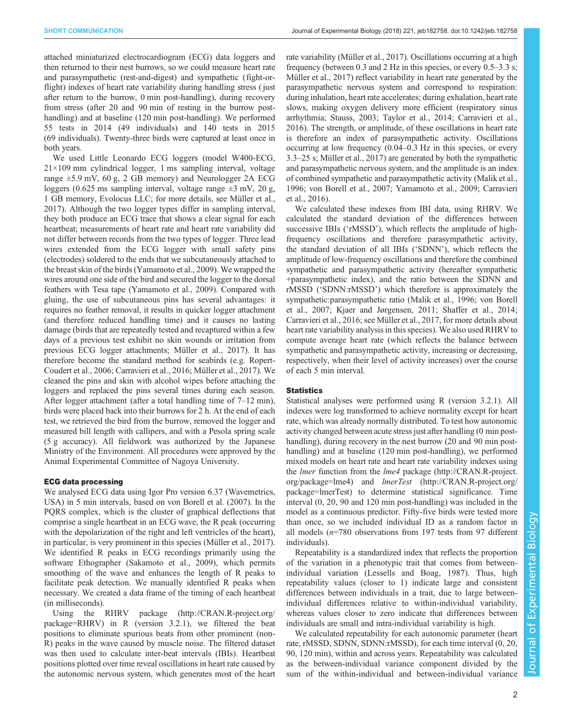attached miniaturized electrocardiogram (ECG) data loggers and then returned to their nest burrows, so we could measure heart rate and parasympathetic (rest-and-digest) and sympathetic (fight-or-flight) indexes of heart rate variability during handling stress (just after return to the burrow, 0 min post-handling), during recovery from stress (after 20 and 90 min of resting in the burrow post-handling) and at baseline (120 min post-handling). We performed 55 tests in 2014 (49 individuals) and 140 tests in 2015 (69 individuals). Twenty-three birds were captured at least once in both years.

We used Little Leonardo ECG loggers (model W400-ECG, 21×109 mm cylindrical logger, 1 ms sampling interval, voltage range ±5.9 mV, 60 g, 2 GB memory) and Neurologger 2A ECG loggers (0.625 ms sampling interval, voltage range ±3 mV, 20 g, 1 GB memory, Evolocus LLC; for more details, see Müller et al., 2017). Although the two logger types differ in sampling interval, they both produce an ECG trace that shows a clear signal for each heartbeat; measurements of heart rate and heart rate variability did not differ between records from the two types of logger. Three lead wires extended from the ECG logger with small safety pins (electrodes) soldered to the ends that we subcutaneously attached to the breast skin of the birds (Yamamoto et al., 2009). We wrapped the wires around one side of the bird and secured the logger to the dorsal feathers with Tesa tape (Yamamoto et al., 2009). Compared with gluing, the use of subcutaneous pins has several advantages: it requires no feather removal, it results in quicker logger attachment (and therefore reduced handling time) and it causes no lasting damage (birds that are repeatedly tested and recaptured within a few days of a previous test exhibit no skin wounds or irritation from previous ECG logger attachments; Müller et al., 2017). It has therefore become the standard method for seabirds (e.g. Ropert-Coudert et al., 2006; Carravieri et al., 2016; Müller et al., 2017). We cleaned the pins and skin with alcohol wipes before attaching the loggers and replaced the pins several times during each season. After logger attachment (after a total handling time of 7–12 min), birds were placed back into their burrows for 2 h. At the end of each test, we retrieved the bird from the burrow, removed the logger and measured bill length with callipers, and with a Pesola spring scale (5 g accuracy). All fieldwork was authorized by the Japanese Ministry of the Environment. All procedures were approved by the Animal Experimental Committee of Nagoya University.

### ECG data processing

We analysed ECG data using Igor Pro version 6.37 (Wavemetrics, USA) in 5 min intervals, based on von Borell et al. (2007). In the PQRS complex, which is the cluster of graphical deflections that comprise a single heartbeat in an ECG wave, the R peak (occurring with the depolarization of the right and left ventricles of the heart), in particular, is very prominent in this species (Müller et al., 2017). We identified R peaks in ECG recordings primarily using the software Ethographer (Sakamoto et al., 2009), which permits smoothing of the wave and enhances the length of R peaks to facilitate peak detection. We manually identified R peaks when necessary. We created a data frame of the timing of each heartbeat (in milliseconds).

Using the RHRV package (http://CRAN.R-project.org/package=RHRV) in R (version 3.2.1), we filtered the beat positions to eliminate spurious beats from other prominent (non-R) peaks in the wave caused by muscle noise. The filtered dataset was then used to calculate inter-beat intervals (IBIs). Heartbeat positions plotted over time reveal oscillations in heart rate caused by the autonomic nervous system, which generates most of the heart rate variability (Müller et al., 2017). Oscillations occurring at a high frequency (between 0.3 and 2 Hz in this species, or every 0.5–3.3 s; Müller et al., 2017) reflect variability in heart rate generated by the parasympathetic nervous system and correspond to respiration: during inhalation, heart rate accelerates; during exhalation, heart rate slows, making oxygen delivery more efficient (respiratory sinus arrhythmia; Stauss, 2003; Taylor et al., 2014; Carravieri et al., 2016). The strength, or amplitude, of these oscillations in heart rate is therefore an index of parasympathetic activity. Oscillations occurring at low frequency (0.04–0.3 Hz in this species, or every 3.3–25 s; Müller et al., 2017) are generated by both the sympathetic and parasympathetic nervous system, and the amplitude is an index of combined sympathetic and parasympathetic activity (Malik et al., 1996; von Borell et al., 2007; Yamamoto et al., 2009; Carravieri et al., 2016).

We calculated these indexes from IBI data, using RHRV. We calculated the standard deviation of the differences between successive IBIs (‘rMSSD’), which reflects the amplitude of high-frequency oscillations and therefore parasympathetic activity, the standard deviation of all IBIs (‘SDNN’), which reflects the amplitude of low-frequency oscillations and therefore the combined sympathetic and parasympathetic activity (hereafter sympathetic +parasympathetic index), and the ratio between the SDNN and rMSSD (‘SDNN:rMSSD’) which therefore is approximately the sympathetic:parasympathetic ratio (Malik et al., 1996; von Borell et al., 2007; Kjaer and Jørgensen, 2011; Shaffer et al., 2014; Carravieri et al., 2016; see Müller et al., 2017, for more details about heart rate variability analysis in this species). We also used RHRV to compute average heart rate (which reflects the balance between sympathetic and parasympathetic activity, increasing or decreasing, respectively, when their level of activity increases) over the course of each 5 min interval.

### Statistics

Statistical analyses were performed using R (version 3.2.1). All indexes were log transformed to achieve normality except for heart rate, which was already normally distributed. To test how autonomic activity changed between acute stress just after handling (0 min post-handling), during recovery in the nest burrow (20 and 90 min post-handling) and at baseline (120 min post-handling), we performed mixed models on heart rate and heart rate variability indexes using the *lmer* function from the *lme4* package (http://CRAN.R-project.org/package=lme4) and *lmerTest* (http://CRAN.R-project.org/package=lmerTest) to determine statistical significance. Time interval (0, 20, 90 and 120 min post-handling) was included in the model as a continuous predictor. Fifty-five birds were tested more than once, so we included individual ID as a random factor in all models ($n$=780 observations from 197 tests from 97 different individuals).

Repeatability is a standardized index that reflects the proportion of the variation in a phenotypic trait that comes from between-individual variation (Lessells and Boag, 1987). Thus, high repeatability values (closer to 1) indicate large and consistent differences between individuals in a trait, due to large between-individual differences relative to within-individual variability, whereas values closer to zero indicate that differences between individuals are small and intra-individual variability is high.

We calculated repeatability for each autonomic parameter (heart rate, rMSSD, SDNN, SDNN:rMSSD), for each time interval (0, 20, 90, 120 min), within and across years. Repeatability was calculated as the between-individual variance component divided by the sum of the within-individual and between-individual variance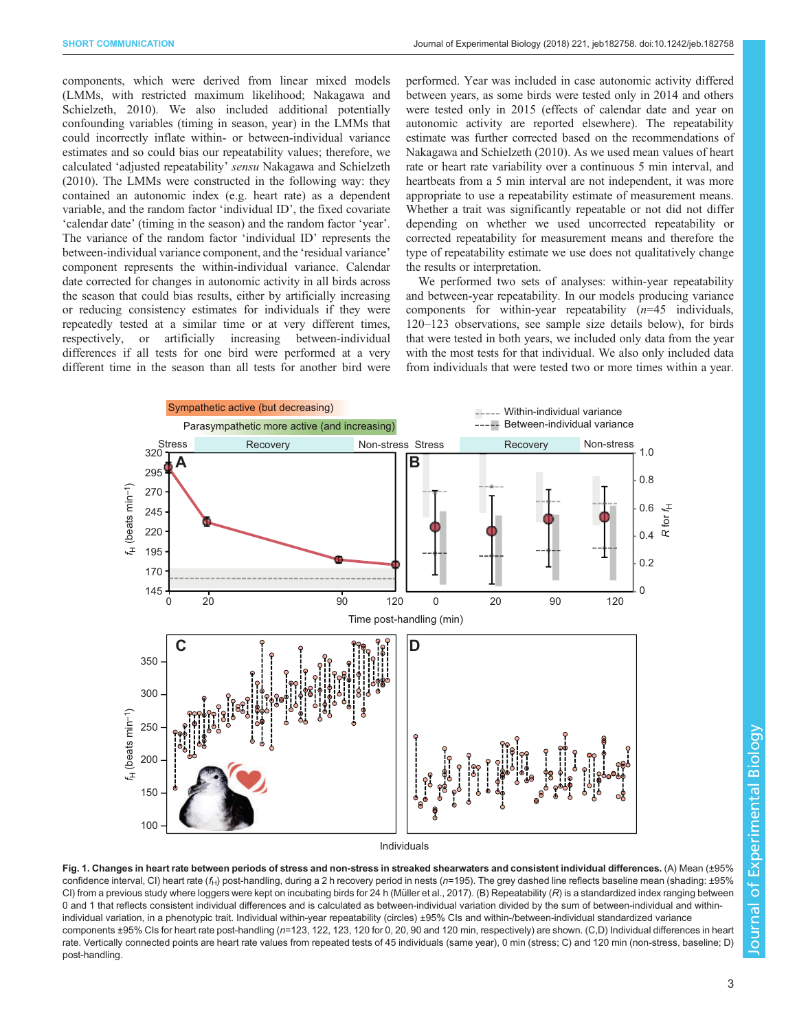components, which were derived from linear mixed models (LMMs, with restricted maximum likelihood; Nakagawa and Schielzeth, 2010). We also included additional potentially confounding variables (timing in season, year) in the LMMs that could incorrectly inflate within- or between-individual variance estimates and so could bias our repeatability values; therefore, we calculated 'adjusted repeatability' *sensu* Nakagawa and Schielzeth (2010). The LMMs were constructed in the following way: they contained an autonomic index (e.g. heart rate) as a dependent variable, and the random factor 'individual ID', the fixed covariate 'calendar date' (timing in the season) and the random factor 'year'. The variance of the random factor 'individual ID' represents the between-individual variance component, and the 'residual variance' component represents the within-individual variance. Calendar date corrected for changes in autonomic activity in all birds across the season that could bias results, either by artificially increasing or reducing consistency estimates for individuals if they were repeatedly tested at a similar time or at very different times, respectively, or artificially increasing between-individual differences if all tests for one bird were performed at a very different time in the season than all tests for another bird were performed. Year was included in case autonomic activity differed between years, as some birds were tested only in 2014 and others were tested only in 2015 (effects of calendar date and year on autonomic activity are reported elsewhere). The repeatability estimate was further corrected based on the recommendations of Nakagawa and Schielzeth (2010). As we used mean values of heart rate or heart rate variability over a continuous 5 min interval, and heartbeats from a 5 min interval are not independent, it was more appropriate to use a repeatability estimate of measurement means. Whether a trait was significantly repeatable or not did not differ depending on whether we used uncorrected repeatability or corrected repeatability for measurement means and therefore the type of repeatability estimate we use does not qualitatively change the results or interpretation.

We performed two sets of analyses: within-year repeatability and between-year repeatability. In our models producing variance components for within-year repeatability ($n$=45 individuals, 120–123 observations, see sample size details below), for birds that were tested in both years, we included only data from the year with the most tests for that individual. We also only included data from individuals that were tested two or more times within a year.

**Fig. 1. Changes in heart rate between periods of stress and non-stress in streaked shearwaters and consistent individual differences.** (A) Mean (±95% confidence interval, CI) heart rate ($f_H$) post-handling, during a 2 h recovery period in nests ($n$=195). The grey dashed line reflects baseline mean (shading: ±95% CI) from a previous study where loggers were kept on incubating birds for 24 h (Müller et al., 2017). (B) Repeatability ($R$) is a standardized index ranging between 0 and 1 that reflects consistent individual differences and is calculated as between-individual variation divided by the sum of between-individual and within-individual variation, in a phenotypic trait. Individual within-year repeatability (circles) ±95% CIs and within-/between-individual standardized variance components ±95% CIs for heart rate post-handling ($n$=123, 122, 123, 120 for 0, 20, 90 and 120 min, respectively) are shown. (C,D) Individual differences in heart rate. Vertically connected points are heart rate values from repeated tests of 45 individuals (same year), 0 min (stress; C) and 120 min (non-stress, baseline; D) post-handling.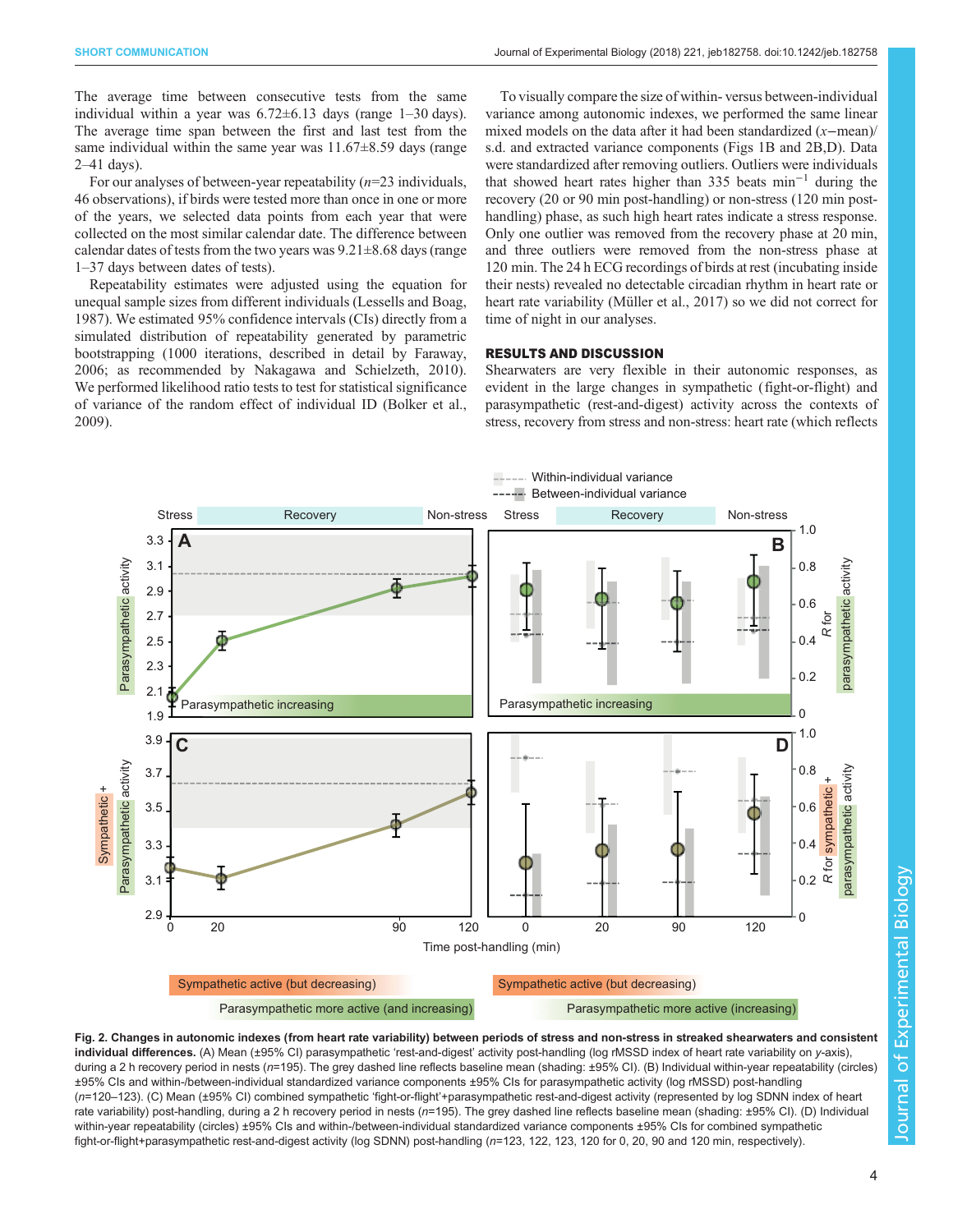The average time between consecutive tests from the same individual within a year was 6.72±6.13 days (range 1–30 days). The average time span between the first and last test from the same individual within the same year was 11.67±8.59 days (range 2–41 days).

For our analyses of between-year repeatability (*n*=23 individuals, 46 observations), if birds were tested more than once in one or more of the years, we selected data points from each year that were collected on the most similar calendar date. The difference between calendar dates of tests from the two years was 9.21±8.68 days (range 1–37 days between dates of tests).

Repeatability estimates were adjusted using the equation for unequal sample sizes from different individuals (Lessells and Boag, 1987). We estimated 95% confidence intervals (CIs) directly from a simulated distribution of repeatability generated by parametric bootstrapping (1000 iterations, described in detail by Faraway, 2006; as recommended by Nakagawa and Schielzeth, 2010). We performed likelihood ratio tests to test for statistical significance of variance of the random effect of individual ID (Bolker et al., 2009).

To visually compare the size of within- versus between-individual variance among autonomic indexes, we performed the same linear mixed models on the data after it had been standardized ($x$−mean)/s.d. and extracted variance components (Figs 1B and 2B,D). Data were standardized after removing outliers. Outliers were individuals that showed heart rates higher than 335 beats $\text{min}^{-1}$ during the recovery (20 or 90 min post-handling) or non-stress (120 min post-handling) phase, as such high heart rates indicate a stress response. Only one outlier was removed from the recovery phase at 20 min, and three outliers were removed from the non-stress phase at 120 min. The 24 h ECG recordings of birds at rest (incubating inside their nests) revealed no detectable circadian rhythm in heart rate or heart rate variability (Müller et al., 2017) so we did not correct for time of night in our analyses.

## RESULTS AND DISCUSSION

Shearwaters are very flexible in their autonomic responses, as evident in the large changes in sympathetic (fight-or-flight) and parasympathetic (rest-and-digest) activity across the contexts of stress, recovery from stress and non-stress: heart rate (which reflects

**Fig. 2. Changes in autonomic indexes (from heart rate variability) between periods of stress and non-stress in streaked shearwaters and consistent individual differences.** (A) Mean (±95% CI) parasympathetic 'rest-and-digest' activity post-handling (log rMSSD index of heart rate variability on *y*-axis), during a 2 h recovery period in nests (*n*=195). The grey dashed line reflects baseline mean (shading: ±95% CI). (B) Individual within-year repeatability (circles) ±95% CIs and within-/between-individual standardized variance components ±95% CIs for parasympathetic activity (log rMSSD) post-handling (*n*=120–123). (C) Mean (±95% CI) combined sympathetic 'fight-or-flight'+parasympathetic rest-and-digest activity (represented by log SDNN index of heart rate variability) post-handling, during a 2 h recovery period in nests (*n*=195). The grey dashed line reflects baseline mean (shading: ±95% CI). (D) Individual within-year repeatability (circles) ±95% CIs and within-/between-individual standardized variance components ±95% CIs for combined sympathetic fight-or-flight+parasympathetic rest-and-digest activity (log SDNN) post-handling (*n*=123, 122, 123, 120 for 0, 20, 90 and 120 min, respectively).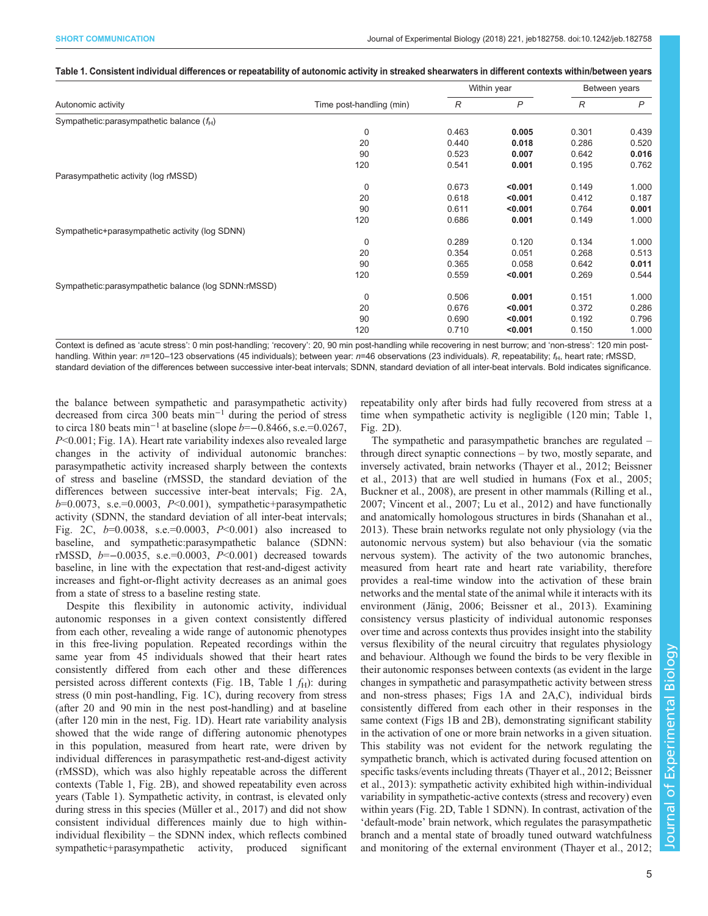**Table 1. Consistent individual differences or repeatability of autonomic activity in streaked shearwaters in different contexts within/between years**

| Autonomic activity | Time post-handling (min) | Within year | | Between years | |
|---|---|---|---|---|---|
| | | $R$ | $P$ | $R$ | $P$ |
| Sympathetic:parasympathetic balance ($f_H$) | | | | | |
| | 0 | 0.463 | **0.005** | 0.301 | 0.439 |
| | 20 | 0.440 | **0.018** | 0.286 | 0.520 |
| | 90 | 0.523 | **0.007** | 0.642 | **0.016** |
| | 120 | 0.541 | **0.001** | 0.195 | 0.762 |
| Parasympathetic activity (log rMSSD) | | | | | |
| | 0 | 0.673 | **<0.001** | 0.149 | 1.000 |
| | 20 | 0.618 | **<0.001** | 0.412 | 0.187 |
| | 90 | 0.611 | **<0.001** | 0.764 | **0.001** |
| | 120 | 0.686 | **0.001** | 0.149 | 1.000 |
| Sympathetic+parasympathetic activity (log SDNN) | | | | | |
| | 0 | 0.289 | 0.120 | 0.134 | 1.000 |
| | 20 | 0.354 | 0.051 | 0.268 | 0.513 |
| | 90 | 0.365 | 0.058 | 0.642 | **0.011** |
| | 120 | 0.559 | **<0.001** | 0.269 | 0.544 |
| Sympathetic:parasympathetic balance (log SDNN:rMSSD) | | | | | |
| | 0 | 0.506 | **0.001** | 0.151 | 1.000 |
| | 20 | 0.676 | **<0.001** | 0.372 | 0.286 |
| | 90 | 0.690 | **<0.001** | 0.192 | 0.796 |
| | 120 | 0.710 | **<0.001** | 0.150 | 1.000 |

Context is defined as 'acute stress': 0 min post-handling; 'recovery': 20, 90 min post-handling while recovering in nest burrow; and 'non-stress': 120 min post-handling. Within year: $n$=120–123 observations (45 individuals); between year: $n$=46 observations (23 individuals). $R$, repeatability; $f_H$, heart rate; rMSSD, standard deviation of the differences between successive inter-beat intervals; SDNN, standard deviation of all inter-beat intervals. Bold indicates significance.

the balance between sympathetic and parasympathetic activity) decreased from circa 300 beats min$^{-1}$ during the period of stress to circa 180 beats min$^{-1}$ at baseline (slope $b$=−0.8466, s.e.=0.0267, $P$<0.001; Fig. 1A). Heart rate variability indexes also revealed large changes in the activity of individual autonomic branches: parasympathetic activity increased sharply between the contexts of stress and baseline (rMSSD, the standard deviation of the differences between successive inter-beat intervals; Fig. 2A, $b$=0.0073, s.e.=0.0003, $P$<0.001), sympathetic+parasympathetic activity (SDNN, the standard deviation of all inter-beat intervals; Fig. 2C, $b$=0.0038, s.e.=0.0003, $P$<0.001) also increased to baseline, and sympathetic:parasympathetic balance (SDNN: rMSSD, $b$=−0.0035, s.e.=0.0003, $P$<0.001) decreased towards baseline, in line with the expectation that rest-and-digest activity increases and fight-or-flight activity decreases as an animal goes from a state of stress to a baseline resting state.

Despite this flexibility in autonomic activity, individual autonomic responses in a given context consistently differed from each other, revealing a wide range of autonomic phenotypes in this free-living population. Repeated recordings within the same year from 45 individuals showed that their heart rates consistently differed from each other and these differences persisted across different contexts (Fig. 1B, Table 1 $f_H$): during stress (0 min post-handling, Fig. 1C), during recovery from stress (after 20 and 90 min in the nest post-handling) and at baseline (after 120 min in the nest, Fig. 1D). Heart rate variability analysis showed that the wide range of differing autonomic phenotypes in this population, measured from heart rate, were driven by individual differences in parasympathetic rest-and-digest activity (rMSSD), which was also highly repeatable across the different contexts (Table 1, Fig. 2B), and showed repeatability even across years (Table 1). Sympathetic activity, in contrast, is elevated only during stress in this species (Müller et al., 2017) and did not show consistent individual differences mainly due to high within-individual flexibility – the SDNN index, which reflects combined sympathetic+parasympathetic activity, produced significant repeatability only after birds had fully recovered from stress at a time when sympathetic activity is negligible (120 min; Table 1, Fig. 2D).

The sympathetic and parasympathetic branches are regulated – through direct synaptic connections – by two, mostly separate, and inversely activated, brain networks (Thayer et al., 2012; Beissner et al., 2013) that are well studied in humans (Fox et al., 2005; Buckner et al., 2008), are present in other mammals (Rilling et al., 2007; Vincent et al., 2007; Lu et al., 2012) and have functionally and anatomically homologous structures in birds (Shanahan et al., 2013). These brain networks regulate not only physiology (via the autonomic nervous system) but also behaviour (via the somatic nervous system). The activity of the two autonomic branches, measured from heart rate and heart rate variability, therefore provides a real-time window into the activation of these brain networks and the mental state of the animal while it interacts with its environment (Jänig, 2006; Beissner et al., 2013). Examining consistency versus plasticity of individual autonomic responses over time and across contexts thus provides insight into the stability versus flexibility of the neural circuitry that regulates physiology and behaviour. Although we found the birds to be very flexible in their autonomic responses between contexts (as evident in the large changes in sympathetic and parasympathetic activity between stress and non-stress phases; Figs 1A and 2A,C), individual birds consistently differed from each other in their responses in the same context (Figs 1B and 2B), demonstrating significant stability in the activation of one or more brain networks in a given situation. This stability was not evident for the network regulating the sympathetic branch, which is activated during focused attention on specific tasks/events including threats (Thayer et al., 2012; Beissner et al., 2013): sympathetic activity exhibited high within-individual variability in sympathetic-active contexts (stress and recovery) even within years (Fig. 2D, Table 1 SDNN). In contrast, activation of the 'default-mode' brain network, which regulates the parasympathetic branch and a mental state of broadly tuned outward watchfulness and monitoring of the external environment (Thayer et al., 2012;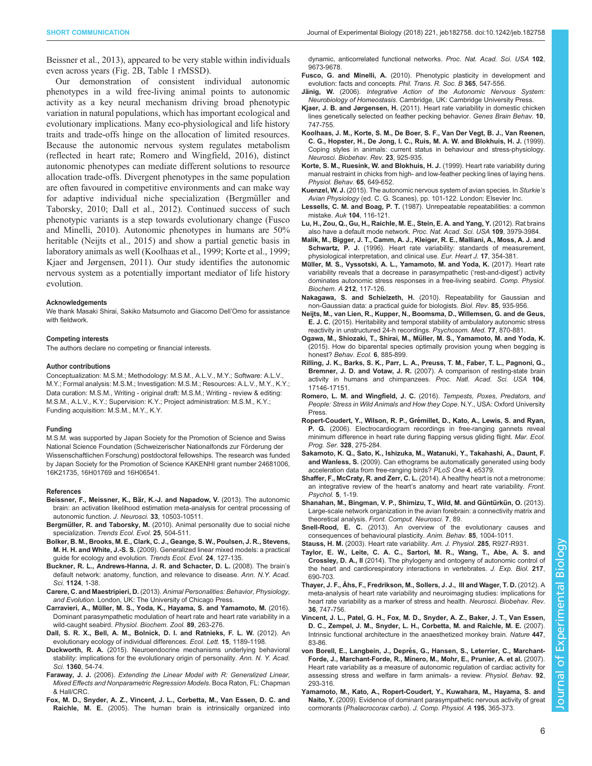Beissner et al., 2013), appeared to be very stable within individuals even across years (Fig. 2B, Table 1 rMSSD).

Our demonstration of consistent individual autonomic phenotypes in a wild free-living animal points to autonomic activity as a key neural mechanism driving broad phenotypic variation in natural populations, which has important ecological and evolutionary implications. Many eco-physiological and life history traits and trade-offs hinge on the allocation of limited resources. Because the autonomic nervous system regulates metabolism (reflected in heart rate; Romero and Wingfield, 2016), distinct autonomic phenotypes can mediate different solutions to resource allocation trade-offs. Divergent phenotypes in the same population are often favoured in competitive environments and can make way for adaptive individual niche specialization (Bergmüller and Taborsky, 2010; Dall et al., 2012). Continued success of such phenotypic variants is a step towards evolutionary change (Fusco and Minelli, 2010). Autonomic phenotypes in humans are 50% heritable (Neijts et al., 2015) and show a partial genetic basis in laboratory animals as well (Koolhaas et al., 1999; Korte et al., 1999; Kjaer and Jørgensen, 2011). Our study identifies the autonomic nervous system as a potentially important mediator of life history evolution.

#### Acknowledgements

We thank Masaki Shirai, Sakiko Matsumoto and Giacomo Dell'Omo for assistance with fieldwork.

#### Competing interests

The authors declare no competing or financial interests.

#### Author contributions

Conceptualization: M.S.M.; Methodology: M.S.M., A.L.V., M.Y.; Software: A.L.V., M.Y.; Formal analysis: M.S.M.; Investigation: M.S.M.; Resources: A.L.V., M.Y., K.Y.; Data curation: M.S.M., Writing - original draft: M.S.M.; Writing - review & editing: M.S.M., A.L.V., K.Y.; Supervision: K.Y.; Project administration: M.S.M., K.Y.; Funding acquisition: M.S.M., M.Y., K.Y.

#### Funding

M.S.M. was supported by Japan Society for the Promotion of Science and Swiss National Science Foundation (Schweizerischer Nationalfonds zur Förderung der Wissenschaftlichen Forschung) postdoctoral fellowships. The research was funded by Japan Society for the Promotion of Science KAKENHI grant number 24681006, 16K21735, 16H01769 and 16H06541.

#### References

**Beissner, F., Meissner, K., Bär, K.-J. and Napadow, V.** (2013). The autonomic brain: an activation likelihood estimation meta-analysis for central processing of autonomic function. *J. Neurosci.* **33**, 10503-10511.

**Bergmüller, R. and Taborsky, M.** (2010). Animal personality due to social niche specialization. *Trends Ecol. Evol.* **25**, 504-511.

**Bolker, B. M., Brooks, M. E., Clark, C. J., Geange, S. W., Poulsen, J. R., Stevens, M. H. H. and White, J.-S. S.** (2009). Generalized linear mixed models: a practical guide for ecology and evolution. *Trends Ecol. Evol.* **24**, 127-135.

**Buckner, R. L., Andrews-Hanna, J. R. and Schacter, D. L.** (2008). The brain's default network: anatomy, function, and relevance to disease. *Ann. N.Y. Acad. Sci.* **1124**, 1-38.

**Carere, C. and Maestripieri, D.** (2013). *Animal Personalities: Behavior, Physiology, and Evolution*. London, UK: The University of Chicago Press.

**Carravieri, A., Müller, M. S., Yoda, K., Hayama, S. and Yamamoto, M.** (2016). Dominant parasympathetic modulation of heart rate and heart rate variability in a wild-caught seabird. *Physiol. Biochem. Zool.* **89**, 263-276.

**Dall, S. R. X., Bell, A. M., Bolnick, D. I. and Ratnieks, F. L. W.** (2012). An evolutionary ecology of individual differences. *Ecol. Lett.* **15**, 1189-1198.

**Duckworth, R. A.** (2015). Neuroendocrine mechanisms underlying behavioral stability: implications for the evolutionary origin of personality. *Ann. N. Y. Acad. Sci.* **1360**, 54-74.

**Faraway, J. J.** (2006). *Extending the Linear Model with R: Generalized Linear, Mixed Effects and Nonparametric Regression Models*. Boca Raton, FL: Chapman & Hall/CRC.

**Fox, M. D., Snyder, A. Z., Vincent, J. L., Corbetta, M., Van Essen, D. C. and Raichle, M. E.** (2005). The human brain is intrinsically organized into dynamic, anticorrelated functional networks. *Proc. Nat. Acad. Sci. USA* **102**, 9673-9678.

**Fusco, G. and Minelli, A.** (2010). Phenotypic plasticity in development and evolution: facts and concepts. *Phil. Trans. R. Soc. B* **365**, 547-556.

**Jänig, W.** (2006). *Integrative Action of the Autonomic Nervous System: Neurobiology of Homeostasis*. Cambridge, UK: Cambridge University Press.

**Kjaer, J. B. and Jørgensen, H.** (2011). Heart rate variability in domestic chicken lines genetically selected on feather pecking behavior. *Genes Brain Behav.* **10**, 747-755.

**Koolhaas, J. M., Korte, S. M., De Boer, S. F., Van Der Vegt, B. J., Van Reenen, C. G., Hopster, H., De Jong, I. C., Ruis, M. A. W. and Blokhuis, H. J.** (1999). Coping styles in animals: current status in behaviour and stress-physiology. *Neurosci. Biobehav. Rev.* **23**, 925-935.

**Korte, S. M., Ruesink, W. and Blokhuis, H. J.** (1999). Heart rate variability during manual restraint in chicks from high- and low-feather pecking lines of laying hens. *Physiol. Behav.* **65**, 649-652.

**Kuenzel, W. J.** (2015). The autonomic nervous system of avian species. In *Sturkie's Avian Physiology* (ed. C. G. Scanes), pp. 101-122. London: Elsevier Inc.

**Lessells, C. M. and Boag, P. T.** (1987). Unrepeatable repeatabilities: a common mistake. *Auk* **104**, 116-121.

**Lu, H., Zou, Q., Gu, H., Raichle, M. E., Stein, E. A. and Yang, Y.** (2012). Rat brains also have a default mode network. *Proc. Nat. Acad. Sci. USA* **109**, 3979-3984.

**Malik, M., Bigger, J. T., Camm, A. J., Kleiger, R. E., Malliani, A., Moss, A. J. and Schwartz, P. J.** (1996). Heart rate variability: standards of measurement, physiological interpretation, and clinical use. *Eur. Heart J.* **17**, 354-381.

**Müller, M. S., Vyssotski, A. L., Yamamoto, M. and Yoda, K.** (2017). Heart rate variability reveals that a decrease in parasympathetic ('rest-and-digest') activity dominates autonomic stress responses in a free-living seabird. *Comp. Physiol. Biochem. A* **212**, 117-126.

**Nakagawa, S. and Schielzeth, H.** (2010). Repeatability for Gaussian and non-Gaussian data: a practical guide for biologists. *Biol. Rev.* **85**, 935-956.

**Neijts, M., van Lien, R., Kupper, N., Boomsma, D., Willemsen, G. and de Geus, E. J. C.** (2015). Heritability and temporal stability of ambulatory autonomic stress reactivity in unstructured 24-h recordings. *Psychosom. Med.* **77**, 870-881.

**Ogawa, M., Shiozaki, T., Shirai, M., Müller, M. S., Yamamoto, M. and Yoda, K.** (2015). How do biparental species optimally provision young when begging is honest? *Behav. Ecol.* **6**, 885-899.

**Rilling, J. K., Barks, S. K., Parr, L. A., Preuss, T. M., Faber, T. L., Pagnoni, G., Bremner, J. D. and Votaw, J. R.** (2007). A comparison of resting-state brain activity in humans and chimpanzees. *Proc. Natl. Acad. Sci. USA* **104**, 17146-17151.

**Romero, L. M. and Wingfield, J. C.** (2016). *Tempests, Poxes, Predators, and People: Stress in Wild Animals and How they Cope*. N.Y., USA: Oxford University Press.

**Ropert-Coudert, Y., Wilson, R. P., Grémillet, D., Kato, A., Lewis, S. and Ryan, P. G.** (2006). Electrocardiogram recordings in free-ranging gannets reveal minimum difference in heart rate during flapping versus gliding flight. *Mar. Ecol. Prog. Ser.* **328**, 275-284.

**Sakamoto, K. Q., Sato, K., Ishizuka, M., Watanuki, Y., Takahashi, A., Daunt, F. and Wanless, S.** (2009). Can ethograms be automatically generated using body acceleration data from free-ranging birds? *PLoS One* **4**, e5379.

**Shaffer, F., McCraty, R. and Zerr, C. L.** (2014). A healthy heart is not a metronome: an integrative review of the heart's anatomy and heart rate variability. *Front. Psychol.* **5**, 1-19.

**Shanahan, M., Bingman, V. P., Shimizu, T., Wild, M. and Güntürkün, O.** (2013). Large-scale network organization in the avian forebrain: a connectivity matrix and theoretical analysis. *Front. Comput. Neurosci.* **7**, 89.

**Snell-Rood, E. C.** (2013). An overview of the evolutionary causes and consequences of behavioural plasticity. *Anim. Behav.* **85**, 1004-1011.

**Stauss, H. M.** (2003). Heart rate variability. *Am. J. Physiol.* **285**, R927-R931.

**Taylor, E. W., Leite, C. A. C., Sartori, M. R., Wang, T., Abe, A. S. and Crossley, D. A., II** (2014). The phylogeny and ontogeny of autonomic control of the heart and cardiorespiratory interactions in vertebrates. *J. Exp. Biol.* **217**, 690-703.

**Thayer, J. F., Åhs, F., Fredrikson, M., Sollers, J. J., III and Wager, T. D.** (2012). A meta-analysis of heart rate variability and neuroimaging studies: implications for heart rate variability as a marker of stress and health. *Neurosci. Biobehav. Rev.* **36**, 747-756.

**Vincent, J. L., Patel, G. H., Fox, M. D., Snyder, A. Z., Baker, J. T., Van Essen, D. C., Zempel, J. M., Snyder, L. H., Corbetta, M. and Raichle, M. E.** (2007). Intrinsic functional architecture in the anaesthetized monkey brain. *Nature* **447**, 83-86.

**von Borell, E., Langbein, J., Deprés, G., Hansen, S., Leterrier, C., Marchant-Forde, J., Marchant-Forde, R., Minero, M., Mohr, E., Prunier, A. et al.** (2007). Heart rate variability as a measure of autonomic regulation of cardiac activity for assessing stress and welfare in farm animals- a review. *Physiol. Behav.* **92**, 293-316.

**Yamamoto, M., Kato, A., Ropert-Coudert, Y., Kuwahara, M., Hayama, S. and Naito, Y.** (2009). Evidence of dominant parasympathetic nervous activity of great cormorants (*Phalacrocorax carbo*). *J. Comp. Physiol. A* **195**, 365-373.